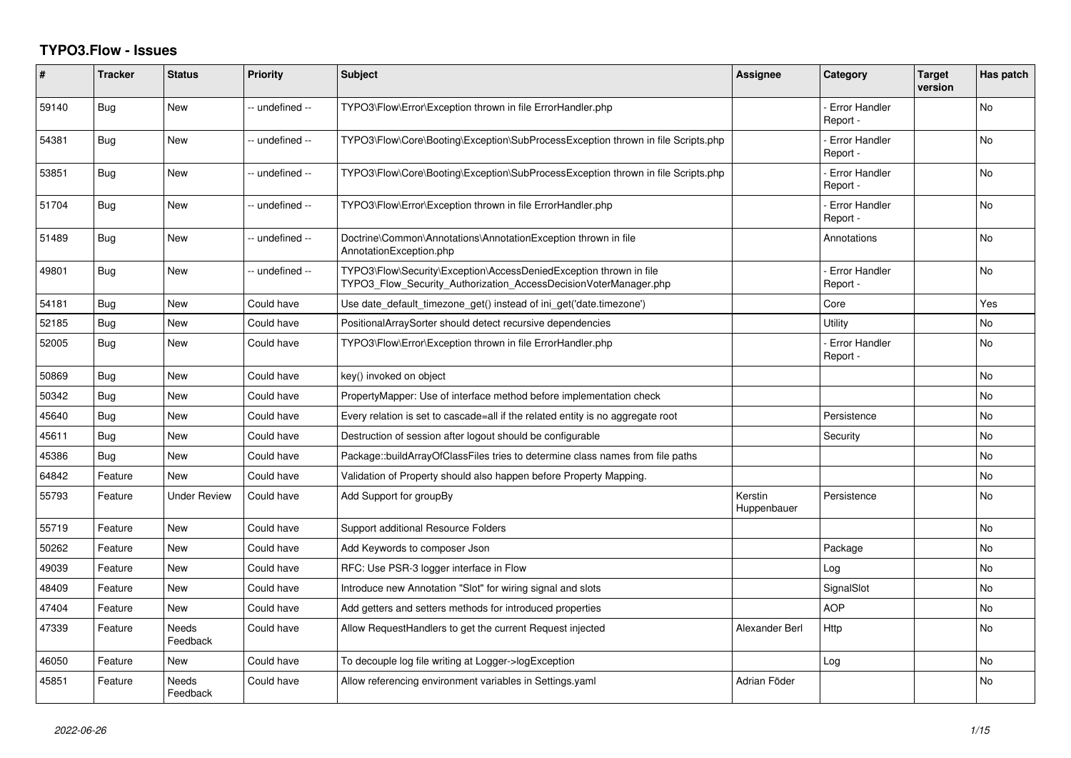# TYPO3.Flow - Issues

| # | Tracker | Status | Priority | Subject | Assignee | Category | Target version | Has patch |
|---|---|---|---|---|---|---|---|---|
| 59140 | Bug | New | -- undefined -- | TYPO3\Flow\Error\Exception thrown in file ErrorHandler.php | | - Error Handler Report - | | No |
| 54381 | Bug | New | -- undefined -- | TYPO3\Flow\Core\Booting\Exception\SubProcessException thrown in file Scripts.php | | - Error Handler Report - | | No |
| 53851 | Bug | New | -- undefined -- | TYPO3\Flow\Core\Booting\Exception\SubProcessException thrown in file Scripts.php | | - Error Handler Report - | | No |
| 51704 | Bug | New | -- undefined -- | TYPO3\Flow\Error\Exception thrown in file ErrorHandler.php | | - Error Handler Report - | | No |
| 51489 | Bug | New | -- undefined -- | Doctrine\Common\Annotations\AnnotationException thrown in file AnnotationException.php | | Annotations | | No |
| 49801 | Bug | New | -- undefined -- | TYPO3\Flow\Security\Exception\AccessDeniedException thrown in file TYPO3_Flow_Security_Authorization_AccessDecisionVoterManager.php | | - Error Handler Report - | | No |
| 54181 | Bug | New | Could have | Use date_default_timezone_get() instead of ini_get('date.timezone') | | Core | | Yes |
| 52185 | Bug | New | Could have | PositionalArraySorter should detect recursive dependencies | | Utility | | No |
| 52005 | Bug | New | Could have | TYPO3\Flow\Error\Exception thrown in file ErrorHandler.php | | - Error Handler Report - | | No |
| 50869 | Bug | New | Could have | key() invoked on object | | | | No |
| 50342 | Bug | New | Could have | PropertyMapper: Use of interface method before implementation check | | | | No |
| 45640 | Bug | New | Could have | Every relation is set to cascade=all if the related entity is no aggregate root | | Persistence | | No |
| 45611 | Bug | New | Could have | Destruction of session after logout should be configurable | | Security | | No |
| 45386 | Bug | New | Could have | Package::buildArrayOfClassFiles tries to determine class names from file paths | | | | No |
| 64842 | Feature | New | Could have | Validation of Property should also happen before Property Mapping. | | | | No |
| 55793 | Feature | Under Review | Could have | Add Support for groupBy | Kerstin Huppenbauer | Persistence | | No |
| 55719 | Feature | New | Could have | Support additional Resource Folders | | | | No |
| 50262 | Feature | New | Could have | Add Keywords to composer Json | | Package | | No |
| 49039 | Feature | New | Could have | RFC: Use PSR-3 logger interface in Flow | | Log | | No |
| 48409 | Feature | New | Could have | Introduce new Annotation "Slot" for wiring signal and slots | | SignalSlot | | No |
| 47404 | Feature | New | Could have | Add getters and setters methods for introduced properties | | AOP | | No |
| 47339 | Feature | Needs Feedback | Could have | Allow RequestHandlers to get the current Request injected | Alexander Berl | Http | | No |
| 46050 | Feature | New | Could have | To decouple log file writing at Logger->logException | | Log | | No |
| 45851 | Feature | Needs Feedback | Could have | Allow referencing environment variables in Settings.yaml | Adrian Föder | | | No |

*2022-06-26*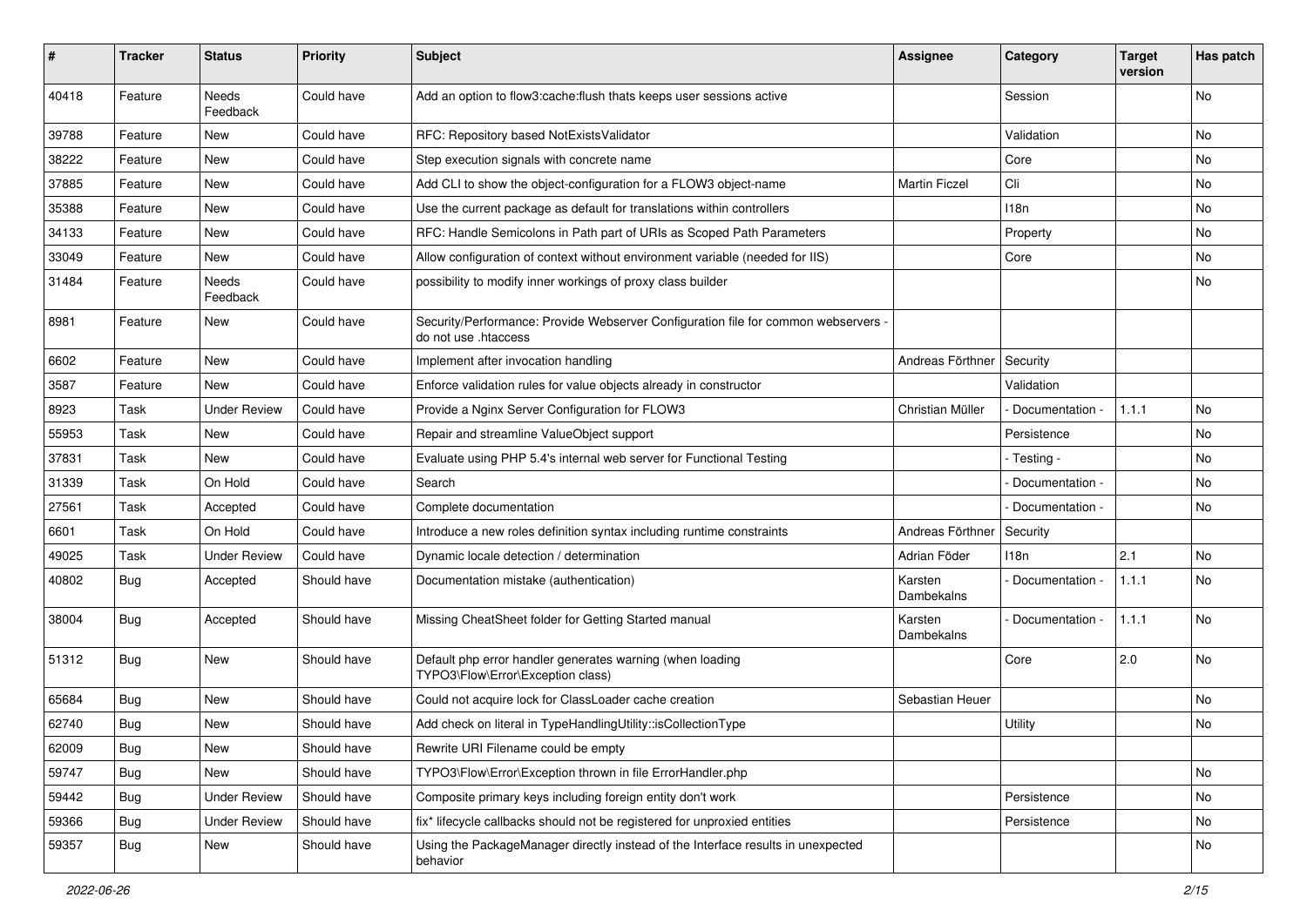| # | Tracker | Status | Priority | Subject | Assignee | Category | Target version | Has patch |
|---|---|---|---|---|---|---|---|---|
| 40418 | Feature | Needs Feedback | Could have | Add an option to flow3:cache:flush thats keeps user sessions active | | Session | | No |
| 39788 | Feature | New | Could have | RFC: Repository based NotExistsValidator | | Validation | | No |
| 38222 | Feature | New | Could have | Step execution signals with concrete name | | Core | | No |
| 37885 | Feature | New | Could have | Add CLI to show the object-configuration for a FLOW3 object-name | Martin Ficzel | Cli | | No |
| 35388 | Feature | New | Could have | Use the current package as default for translations within controllers | | I18n | | No |
| 34133 | Feature | New | Could have | RFC: Handle Semicolons in Path part of URIs as Scoped Path Parameters | | Property | | No |
| 33049 | Feature | New | Could have | Allow configuration of context without environment variable (needed for IIS) | | Core | | No |
| 31484 | Feature | Needs Feedback | Could have | possibility to modify inner workings of proxy class builder | | | | No |
| 8981 | Feature | New | Could have | Security/Performance: Provide Webserver Configuration file for common webservers - do not use .htaccess | | | | |
| 6602 | Feature | New | Could have | Implement after invocation handling | Andreas Förthner | Security | | |
| 3587 | Feature | New | Could have | Enforce validation rules for value objects already in constructor | | Validation | | |
| 8923 | Task | Under Review | Could have | Provide a Nginx Server Configuration for FLOW3 | Christian Müller | - Documentation - | 1.1.1 | No |
| 55953 | Task | New | Could have | Repair and streamline ValueObject support | | Persistence | | No |
| 37831 | Task | New | Could have | Evaluate using PHP 5.4's internal web server for Functional Testing | | - Testing - | | No |
| 31339 | Task | On Hold | Could have | Search | | - Documentation - | | No |
| 27561 | Task | Accepted | Could have | Complete documentation | | - Documentation - | | No |
| 6601 | Task | On Hold | Could have | Introduce a new roles definition syntax including runtime constraints | Andreas Förthner | Security | | |
| 49025 | Task | Under Review | Could have | Dynamic locale detection / determination | Adrian Föder | I18n | 2.1 | No |
| 40802 | Bug | Accepted | Should have | Documentation mistake (authentication) | Karsten Dambekalns | - Documentation - | 1.1.1 | No |
| 38004 | Bug | Accepted | Should have | Missing CheatSheet folder for Getting Started manual | Karsten Dambekalns | - Documentation - | 1.1.1 | No |
| 51312 | Bug | New | Should have | Default php error handler generates warning (when loading TYPO3\Flow\Error\Exception class) | | Core | 2.0 | No |
| 65684 | Bug | New | Should have | Could not acquire lock for ClassLoader cache creation | Sebastian Heuer | | | No |
| 62740 | Bug | New | Should have | Add check on literal in TypeHandlingUtility::isCollectionType | | Utility | | No |
| 62009 | Bug | New | Should have | Rewrite URI Filename could be empty | | | | |
| 59747 | Bug | New | Should have | TYPO3\Flow\Error\Exception thrown in file ErrorHandler.php | | | | No |
| 59442 | Bug | Under Review | Should have | Composite primary keys including foreign entity don't work | | Persistence | | No |
| 59366 | Bug | Under Review | Should have | fix* lifecycle callbacks should not be registered for unproxied entities | | Persistence | | No |
| 59357 | Bug | New | Should have | Using the PackageManager directly instead of the Interface results in unexpected behavior | | | | No |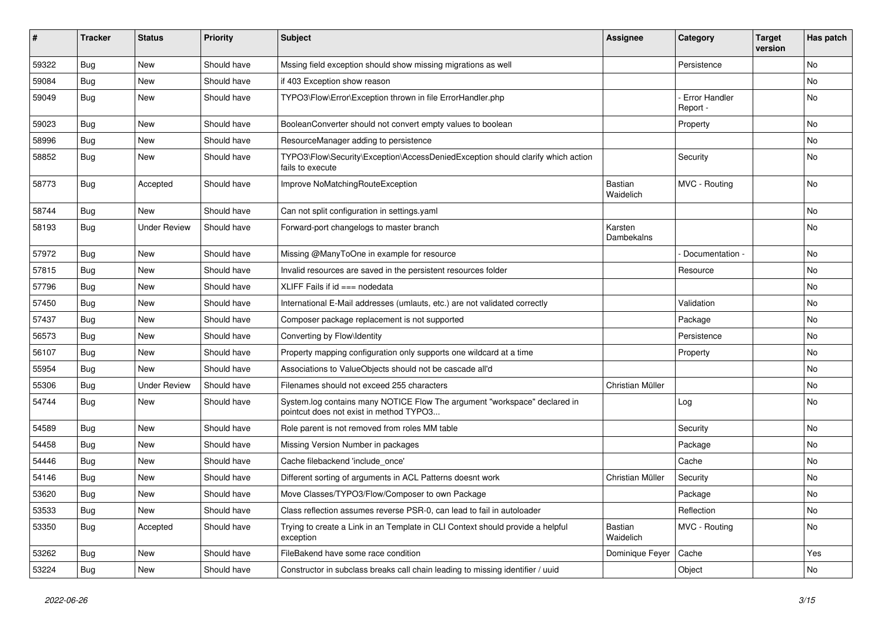| # | Tracker | Status | Priority | Subject | Assignee | Category | Target version | Has patch |
|---|---|---|---|---|---|---|---|---|
| 59322 | Bug | New | Should have | Mssing field exception should show missing migrations as well | | Persistence | | No |
| 59084 | Bug | New | Should have | if 403 Exception show reason | | | | No |
| 59049 | Bug | New | Should have | TYPO3\Flow\Error\Exception thrown in file ErrorHandler.php | | - Error Handler Report - | | No |
| 59023 | Bug | New | Should have | BooleanConverter should not convert empty values to boolean | | Property | | No |
| 58996 | Bug | New | Should have | ResourceManager adding to persistence | | | | No |
| 58852 | Bug | New | Should have | TYPO3\Flow\Security\Exception\AccessDeniedException should clarify which action fails to execute | | Security | | No |
| 58773 | Bug | Accepted | Should have | Improve NoMatchingRouteException | Bastian Waidelich | MVC - Routing | | No |
| 58744 | Bug | New | Should have | Can not split configuration in settings.yaml | | | | No |
| 58193 | Bug | Under Review | Should have | Forward-port changelogs to master branch | Karsten Dambekalns | | | No |
| 57972 | Bug | New | Should have | Missing @ManyToOne in example for resource | | - Documentation - | | No |
| 57815 | Bug | New | Should have | Invalid resources are saved in the persistent resources folder | | Resource | | No |
| 57796 | Bug | New | Should have | XLIFF Fails if id === nodedata | | | | No |
| 57450 | Bug | New | Should have | International E-Mail addresses (umlauts, etc.) are not validated correctly | | Validation | | No |
| 57437 | Bug | New | Should have | Composer package replacement is not supported | | Package | | No |
| 56573 | Bug | New | Should have | Converting by Flow\Identity | | Persistence | | No |
| 56107 | Bug | New | Should have | Property mapping configuration only supports one wildcard at a time | | Property | | No |
| 55954 | Bug | New | Should have | Associations to ValueObjects should not be cascade all'd | | | | No |
| 55306 | Bug | Under Review | Should have | Filenames should not exceed 255 characters | Christian Müller | | | No |
| 54744 | Bug | New | Should have | System.log contains many NOTICE Flow The argument "workspace" declared in pointcut does not exist in method TYPO3... | | Log | | No |
| 54589 | Bug | New | Should have | Role parent is not removed from roles MM table | | Security | | No |
| 54458 | Bug | New | Should have | Missing Version Number in packages | | Package | | No |
| 54446 | Bug | New | Should have | Cache filebackend 'include_once' | | Cache | | No |
| 54146 | Bug | New | Should have | Different sorting of arguments in ACL Patterns doesnt work | Christian Müller | Security | | No |
| 53620 | Bug | New | Should have | Move Classes/TYPO3/Flow/Composer to own Package | | Package | | No |
| 53533 | Bug | New | Should have | Class reflection assumes reverse PSR-0, can lead to fail in autoloader | | Reflection | | No |
| 53350 | Bug | Accepted | Should have | Trying to create a Link in an Template in CLI Context should provide a helpful exception | Bastian Waidelich | MVC - Routing | | No |
| 53262 | Bug | New | Should have | FileBakend have some race condition | Dominique Feyer | Cache | | Yes |
| 53224 | Bug | New | Should have | Constructor in subclass breaks call chain leading to missing identifier / uuid | | Object | | No |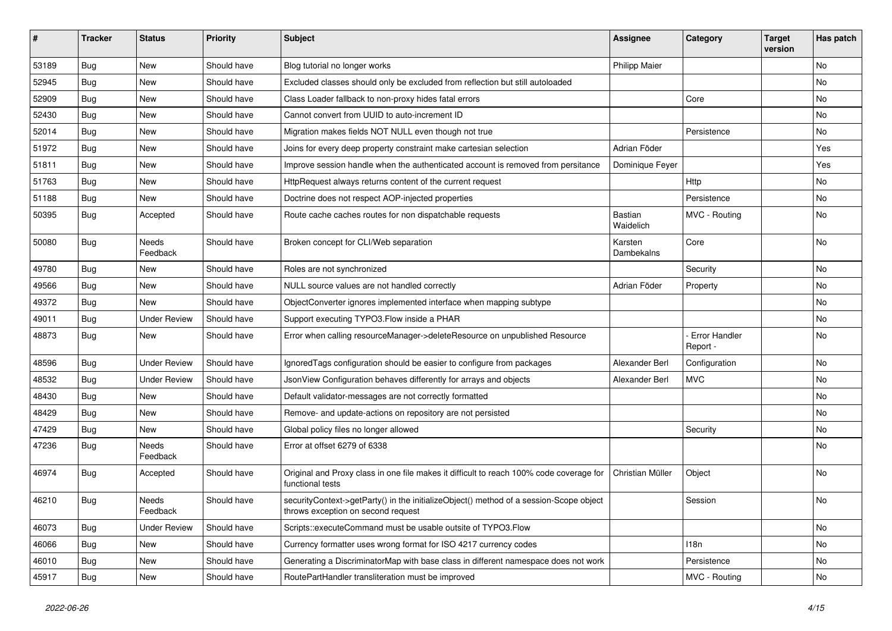| # | Tracker | Status | Priority | Subject | Assignee | Category | Target version | Has patch |
|---|---|---|---|---|---|---|---|---|
| 53189 | Bug | New | Should have | Blog tutorial no longer works | Philipp Maier | | | No |
| 52945 | Bug | New | Should have | Excluded classes should only be excluded from reflection but still autoloaded | | | | No |
| 52909 | Bug | New | Should have | Class Loader fallback to non-proxy hides fatal errors | | Core | | No |
| 52430 | Bug | New | Should have | Cannot convert from UUID to auto-increment ID | | | | No |
| 52014 | Bug | New | Should have | Migration makes fields NOT NULL even though not true | | Persistence | | No |
| 51972 | Bug | New | Should have | Joins for every deep property constraint make cartesian selection | Adrian Föder | | | Yes |
| 51811 | Bug | New | Should have | Improve session handle when the authenticated account is removed from persitance | Dominique Feyer | | | Yes |
| 51763 | Bug | New | Should have | HttpRequest always returns content of the current request | | Http | | No |
| 51188 | Bug | New | Should have | Doctrine does not respect AOP-injected properties | | Persistence | | No |
| 50395 | Bug | Accepted | Should have | Route cache caches routes for non dispatchable requests | Bastian Waidelich | MVC - Routing | | No |
| 50080 | Bug | Needs Feedback | Should have | Broken concept for CLI/Web separation | Karsten Dambekalns | Core | | No |
| 49780 | Bug | New | Should have | Roles are not synchronized | | Security | | No |
| 49566 | Bug | New | Should have | NULL source values are not handled correctly | Adrian Föder | Property | | No |
| 49372 | Bug | New | Should have | ObjectConverter ignores implemented interface when mapping subtype | | | | No |
| 49011 | Bug | Under Review | Should have | Support executing TYPO3.Flow inside a PHAR | | | | No |
| 48873 | Bug | New | Should have | Error when calling resourceManager->deleteResource on unpublished Resource | | - Error Handler Report - | | No |
| 48596 | Bug | Under Review | Should have | IgnoredTags configuration should be easier to configure from packages | Alexander Berl | Configuration | | No |
| 48532 | Bug | Under Review | Should have | JsonView Configuration behaves differently for arrays and objects | Alexander Berl | MVC | | No |
| 48430 | Bug | New | Should have | Default validator-messages are not correctly formatted | | | | No |
| 48429 | Bug | New | Should have | Remove- and update-actions on repository are not persisted | | | | No |
| 47429 | Bug | New | Should have | Global policy files no longer allowed | | Security | | No |
| 47236 | Bug | Needs Feedback | Should have | Error at offset 6279 of 6338 | | | | No |
| 46974 | Bug | Accepted | Should have | Original and Proxy class in one file makes it difficult to reach 100% code coverage for functional tests | Christian Müller | Object | | No |
| 46210 | Bug | Needs Feedback | Should have | securityContext->getParty() in the initializeObject() method of a session-Scope object throws exception on second request | | Session | | No |
| 46073 | Bug | Under Review | Should have | Scripts::executeCommand must be usable outsite of TYPO3.Flow | | | | No |
| 46066 | Bug | New | Should have | Currency formatter uses wrong format for ISO 4217 currency codes | | I18n | | No |
| 46010 | Bug | New | Should have | Generating a DiscriminatorMap with base class in different namespace does not work | | Persistence | | No |
| 45917 | Bug | New | Should have | RoutePartHandler transliteration must be improved | | MVC - Routing | | No |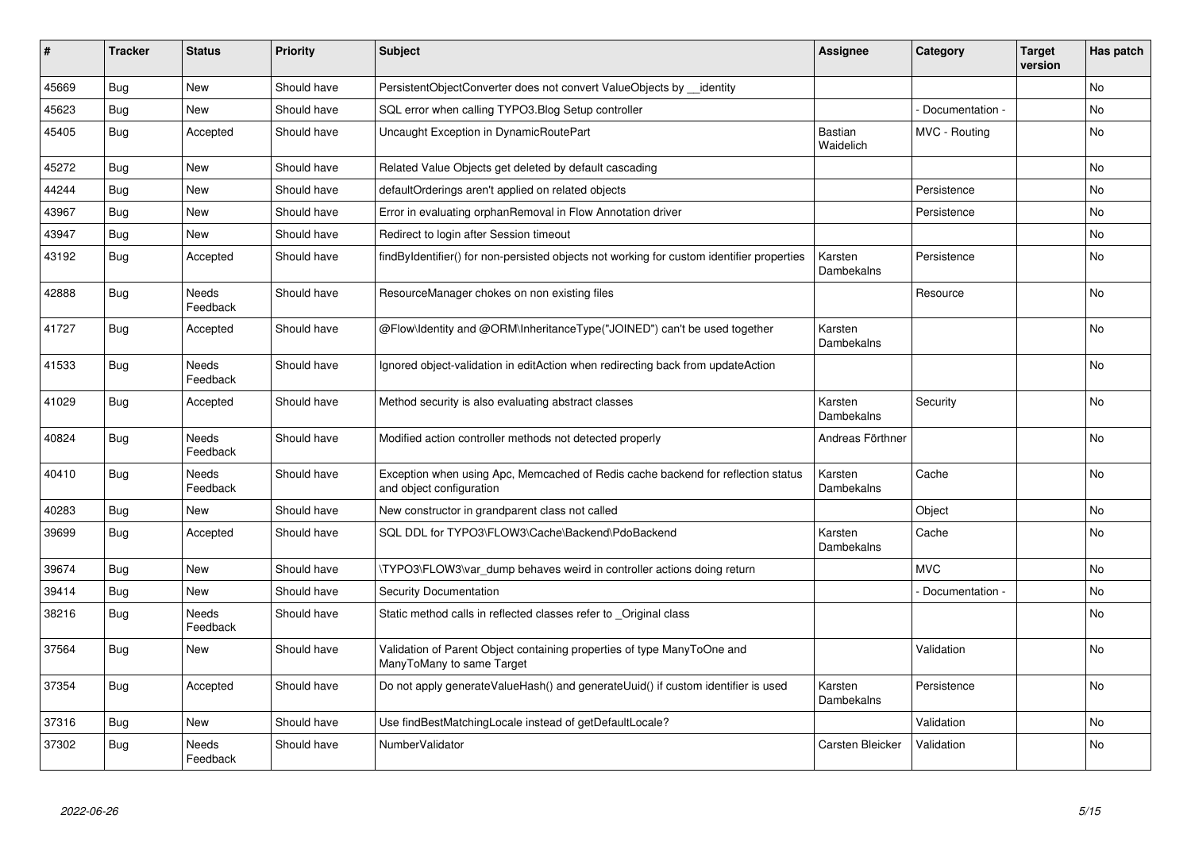| # | Tracker | Status | Priority | Subject | Assignee | Category | Target version | Has patch |
|---|---|---|---|---|---|---|---|---|
| 45669 | Bug | New | Should have | PersistentObjectConverter does not convert ValueObjects by __identity | | | | No |
| 45623 | Bug | New | Should have | SQL error when calling TYPO3.Blog Setup controller | | - Documentation - | | No |
| 45405 | Bug | Accepted | Should have | Uncaught Exception in DynamicRoutePart | Bastian Waidelich | MVC - Routing | | No |
| 45272 | Bug | New | Should have | Related Value Objects get deleted by default cascading | | | | No |
| 44244 | Bug | New | Should have | defaultOrderings aren't applied on related objects | | Persistence | | No |
| 43967 | Bug | New | Should have | Error in evaluating orphanRemoval in Flow Annotation driver | | Persistence | | No |
| 43947 | Bug | New | Should have | Redirect to login after Session timeout | | | | No |
| 43192 | Bug | Accepted | Should have | findByIdentifier() for non-persisted objects not working for custom identifier properties | Karsten Dambekalns | Persistence | | No |
| 42888 | Bug | Needs Feedback | Should have | ResourceManager chokes on non existing files | | Resource | | No |
| 41727 | Bug | Accepted | Should have | @Flow\Identity and @ORM\InheritanceType("JOINED") can't be used together | Karsten Dambekalns | | | No |
| 41533 | Bug | Needs Feedback | Should have | Ignored object-validation in editAction when redirecting back from updateAction | | | | No |
| 41029 | Bug | Accepted | Should have | Method security is also evaluating abstract classes | Karsten Dambekalns | Security | | No |
| 40824 | Bug | Needs Feedback | Should have | Modified action controller methods not detected properly | Andreas Förthner | | | No |
| 40410 | Bug | Needs Feedback | Should have | Exception when using Apc, Memcached of Redis cache backend for reflection status and object configuration | Karsten Dambekalns | Cache | | No |
| 40283 | Bug | New | Should have | New constructor in grandparent class not called | | Object | | No |
| 39699 | Bug | Accepted | Should have | SQL DDL for TYPO3\FLOW3\Cache\Backend\PdoBackend | Karsten Dambekalns | Cache | | No |
| 39674 | Bug | New | Should have | \TYPO3\FLOW3\var_dump behaves weird in controller actions doing return | | MVC | | No |
| 39414 | Bug | New | Should have | Security Documentation | | - Documentation - | | No |
| 38216 | Bug | Needs Feedback | Should have | Static method calls in reflected classes refer to _Original class | | | | No |
| 37564 | Bug | New | Should have | Validation of Parent Object containing properties of type ManyToOne and ManyToMany to same Target | | Validation | | No |
| 37354 | Bug | Accepted | Should have | Do not apply generateValueHash() and generateUuid() if custom identifier is used | Karsten Dambekalns | Persistence | | No |
| 37316 | Bug | New | Should have | Use findBestMatchingLocale instead of getDefaultLocale? | | Validation | | No |
| 37302 | Bug | Needs Feedback | Should have | NumberValidator | Carsten Bleicker | Validation | | No |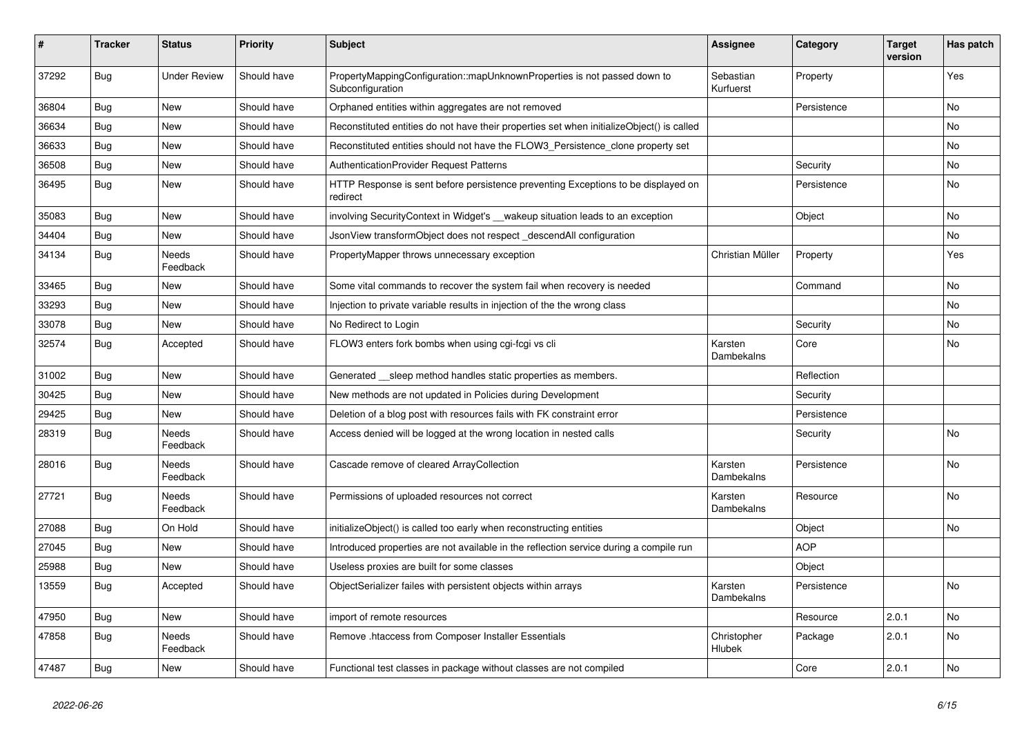| # | Tracker | Status | Priority | Subject | Assignee | Category | Target version | Has patch |
|---|---|---|---|---|---|---|---|---|
| 37292 | Bug | Under Review | Should have | PropertyMappingConfiguration::mapUnknownProperties is not passed down to Subconfiguration | Sebastian Kurfuerst | Property | | Yes |
| 36804 | Bug | New | Should have | Orphaned entities within aggregates are not removed | | Persistence | | No |
| 36634 | Bug | New | Should have | Reconstituted entities do not have their properties set when initializeObject() is called | | | | No |
| 36633 | Bug | New | Should have | Reconstituted entities should not have the FLOW3_Persistence_clone property set | | | | No |
| 36508 | Bug | New | Should have | AuthenticationProvider Request Patterns | | Security | | No |
| 36495 | Bug | New | Should have | HTTP Response is sent before persistence preventing Exceptions to be displayed on redirect | | Persistence | | No |
| 35083 | Bug | New | Should have | involving SecurityContext in Widget's __wakeup situation leads to an exception | | Object | | No |
| 34404 | Bug | New | Should have | JsonView transformObject does not respect _descendAll configuration | | | | No |
| 34134 | Bug | Needs Feedback | Should have | PropertyMapper throws unnecessary exception | Christian Müller | Property | | Yes |
| 33465 | Bug | New | Should have | Some vital commands to recover the system fail when recovery is needed | | Command | | No |
| 33293 | Bug | New | Should have | Injection to private variable results in injection of the the wrong class | | | | No |
| 33078 | Bug | New | Should have | No Redirect to Login | | Security | | No |
| 32574 | Bug | Accepted | Should have | FLOW3 enters fork bombs when using cgi-fcgi vs cli | Karsten Dambekalns | Core | | No |
| 31002 | Bug | New | Should have | Generated __sleep method handles static properties as members. | | Reflection | | |
| 30425 | Bug | New | Should have | New methods are not updated in Policies during Development | | Security | | |
| 29425 | Bug | New | Should have | Deletion of a blog post with resources fails with FK constraint error | | Persistence | | |
| 28319 | Bug | Needs Feedback | Should have | Access denied will be logged at the wrong location in nested calls | | Security | | No |
| 28016 | Bug | Needs Feedback | Should have | Cascade remove of cleared ArrayCollection | Karsten Dambekalns | Persistence | | No |
| 27721 | Bug | Needs Feedback | Should have | Permissions of uploaded resources not correct | Karsten Dambekalns | Resource | | No |
| 27088 | Bug | On Hold | Should have | initializeObject() is called too early when reconstructing entities | | Object | | No |
| 27045 | Bug | New | Should have | Introduced properties are not available in the reflection service during a compile run | | AOP | | |
| 25988 | Bug | New | Should have | Useless proxies are built for some classes | | Object | | |
| 13559 | Bug | Accepted | Should have | ObjectSerializer failes with persistent objects within arrays | Karsten Dambekalns | Persistence | | No |
| 47950 | Bug | New | Should have | import of remote resources | | Resource | 2.0.1 | No |
| 47858 | Bug | Needs Feedback | Should have | Remove .htaccess from Composer Installer Essentials | Christopher Hlubek | Package | 2.0.1 | No |
| 47487 | Bug | New | Should have | Functional test classes in package without classes are not compiled | | Core | 2.0.1 | No |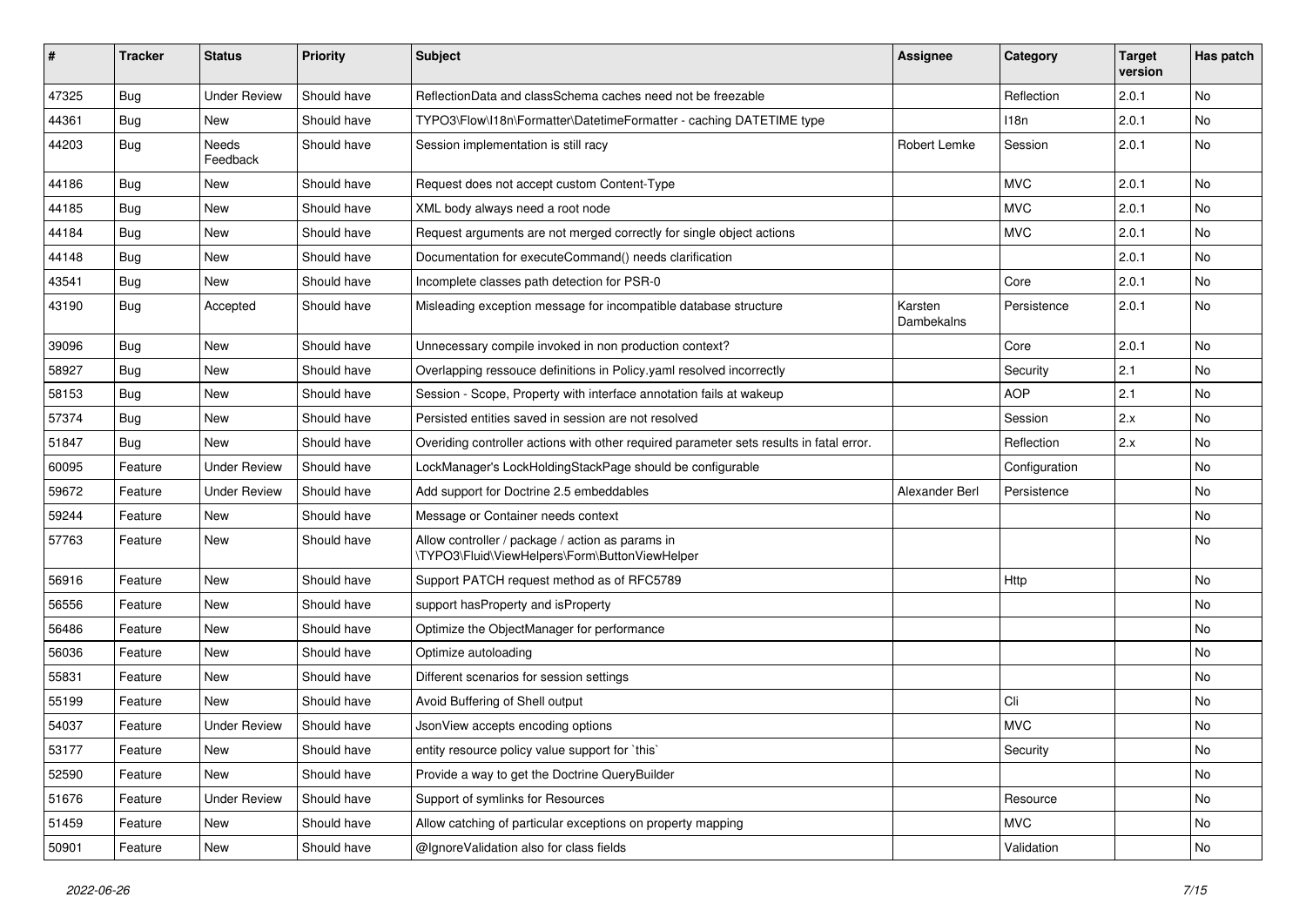| # | Tracker | Status | Priority | Subject | Assignee | Category | Target version | Has patch |
|---|---|---|---|---|---|---|---|---|
| 47325 | Bug | Under Review | Should have | ReflectionData and classSchema caches need not be freezable | | Reflection | 2.0.1 | No |
| 44361 | Bug | New | Should have | TYPO3\Flow\I18n\Formatter\DatetimeFormatter - caching DATETIME type | | I18n | 2.0.1 | No |
| 44203 | Bug | Needs Feedback | Should have | Session implementation is still racy | Robert Lemke | Session | 2.0.1 | No |
| 44186 | Bug | New | Should have | Request does not accept custom Content-Type | | MVC | 2.0.1 | No |
| 44185 | Bug | New | Should have | XML body always need a root node | | MVC | 2.0.1 | No |
| 44184 | Bug | New | Should have | Request arguments are not merged correctly for single object actions | | MVC | 2.0.1 | No |
| 44148 | Bug | New | Should have | Documentation for executeCommand() needs clarification | | | 2.0.1 | No |
| 43541 | Bug | New | Should have | Incomplete classes path detection for PSR-0 | | Core | 2.0.1 | No |
| 43190 | Bug | Accepted | Should have | Misleading exception message for incompatible database structure | Karsten Dambekalns | Persistence | 2.0.1 | No |
| 39096 | Bug | New | Should have | Unnecessary compile invoked in non production context? | | Core | 2.0.1 | No |
| 58927 | Bug | New | Should have | Overlapping ressouce definitions in Policy.yaml resolved incorrectly | | Security | 2.1 | No |
| 58153 | Bug | New | Should have | Session - Scope, Property with interface annotation fails at wakeup | | AOP | 2.1 | No |
| 57374 | Bug | New | Should have | Persisted entities saved in session are not resolved | | Session | 2.x | No |
| 51847 | Bug | New | Should have | Overiding controller actions with other required parameter sets results in fatal error. | | Reflection | 2.x | No |
| 60095 | Feature | Under Review | Should have | LockManager's LockHoldingStackPage should be configurable | | Configuration | | No |
| 59672 | Feature | Under Review | Should have | Add support for Doctrine 2.5 embeddables | Alexander Berl | Persistence | | No |
| 59244 | Feature | New | Should have | Message or Container needs context | | | | No |
| 57763 | Feature | New | Should have | Allow controller / package / action as params in \TYPO3\Fluid\ViewHelpers\Form\ButtonViewHelper | | | | No |
| 56916 | Feature | New | Should have | Support PATCH request method as of RFC5789 | | Http | | No |
| 56556 | Feature | New | Should have | support hasProperty and isProperty | | | | No |
| 56486 | Feature | New | Should have | Optimize the ObjectManager for performance | | | | No |
| 56036 | Feature | New | Should have | Optimize autoloading | | | | No |
| 55831 | Feature | New | Should have | Different scenarios for session settings | | | | No |
| 55199 | Feature | New | Should have | Avoid Buffering of Shell output | | Cli | | No |
| 54037 | Feature | Under Review | Should have | JsonView accepts encoding options | | MVC | | No |
| 53177 | Feature | New | Should have | entity resource policy value support for `this` | | Security | | No |
| 52590 | Feature | New | Should have | Provide a way to get the Doctrine QueryBuilder | | | | No |
| 51676 | Feature | Under Review | Should have | Support of symlinks for Resources | | Resource | | No |
| 51459 | Feature | New | Should have | Allow catching of particular exceptions on property mapping | | MVC | | No |
| 50901 | Feature | New | Should have | @IgnoreValidation also for class fields | | Validation | | No |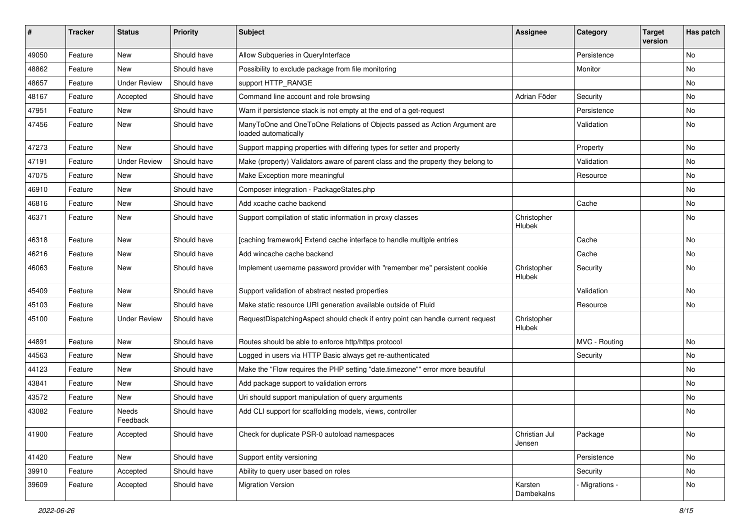| # | Tracker | Status | Priority | Subject | Assignee | Category | Target version | Has patch |
|---|---|---|---|---|---|---|---|---|
| 49050 | Feature | New | Should have | Allow Subqueries in QueryInterface | | Persistence | | No |
| 48862 | Feature | New | Should have | Possibility to exclude package from file monitoring | | Monitor | | No |
| 48657 | Feature | Under Review | Should have | support HTTP_RANGE | | | | No |
| 48167 | Feature | Accepted | Should have | Command line account and role browsing | Adrian Föder | Security | | No |
| 47951 | Feature | New | Should have | Warn if persistence stack is not empty at the end of a get-request | | Persistence | | No |
| 47456 | Feature | New | Should have | ManyToOne and OneToOne Relations of Objects passed as Action Argument are loaded automatically | | Validation | | No |
| 47273 | Feature | New | Should have | Support mapping properties with differing types for setter and property | | Property | | No |
| 47191 | Feature | Under Review | Should have | Make (property) Validators aware of parent class and the property they belong to | | Validation | | No |
| 47075 | Feature | New | Should have | Make Exception more meaningful | | Resource | | No |
| 46910 | Feature | New | Should have | Composer integration - PackageStates.php | | | | No |
| 46816 | Feature | New | Should have | Add xcache cache backend | | Cache | | No |
| 46371 | Feature | New | Should have | Support compilation of static information in proxy classes | Christopher Hlubek | | | No |
| 46318 | Feature | New | Should have | [caching framework] Extend cache interface to handle multiple entries | | Cache | | No |
| 46216 | Feature | New | Should have | Add wincache cache backend | | Cache | | No |
| 46063 | Feature | New | Should have | Implement username password provider with "remember me" persistent cookie | Christopher Hlubek | Security | | No |
| 45409 | Feature | New | Should have | Support validation of abstract nested properties | | Validation | | No |
| 45103 | Feature | New | Should have | Make static resource URI generation available outside of Fluid | | Resource | | No |
| 45100 | Feature | Under Review | Should have | RequestDispatchingAspect should check if entry point can handle current request | Christopher Hlubek | | | |
| 44891 | Feature | New | Should have | Routes should be able to enforce http/https protocol | | MVC - Routing | | No |
| 44563 | Feature | New | Should have | Logged in users via HTTP Basic always get re-authenticated | | Security | | No |
| 44123 | Feature | New | Should have | Make the "Flow requires the PHP setting "date.timezone"" error more beautiful | | | | No |
| 43841 | Feature | New | Should have | Add package support to validation errors | | | | No |
| 43572 | Feature | New | Should have | Uri should support manipulation of query arguments | | | | No |
| 43082 | Feature | Needs Feedback | Should have | Add CLI support for scaffolding models, views, controller | | | | No |
| 41900 | Feature | Accepted | Should have | Check for duplicate PSR-0 autoload namespaces | Christian Jul Jensen | Package | | No |
| 41420 | Feature | New | Should have | Support entity versioning | | Persistence | | No |
| 39910 | Feature | Accepted | Should have | Ability to query user based on roles | | Security | | No |
| 39609 | Feature | Accepted | Should have | Migration Version | Karsten Dambekalns | - Migrations - | | No |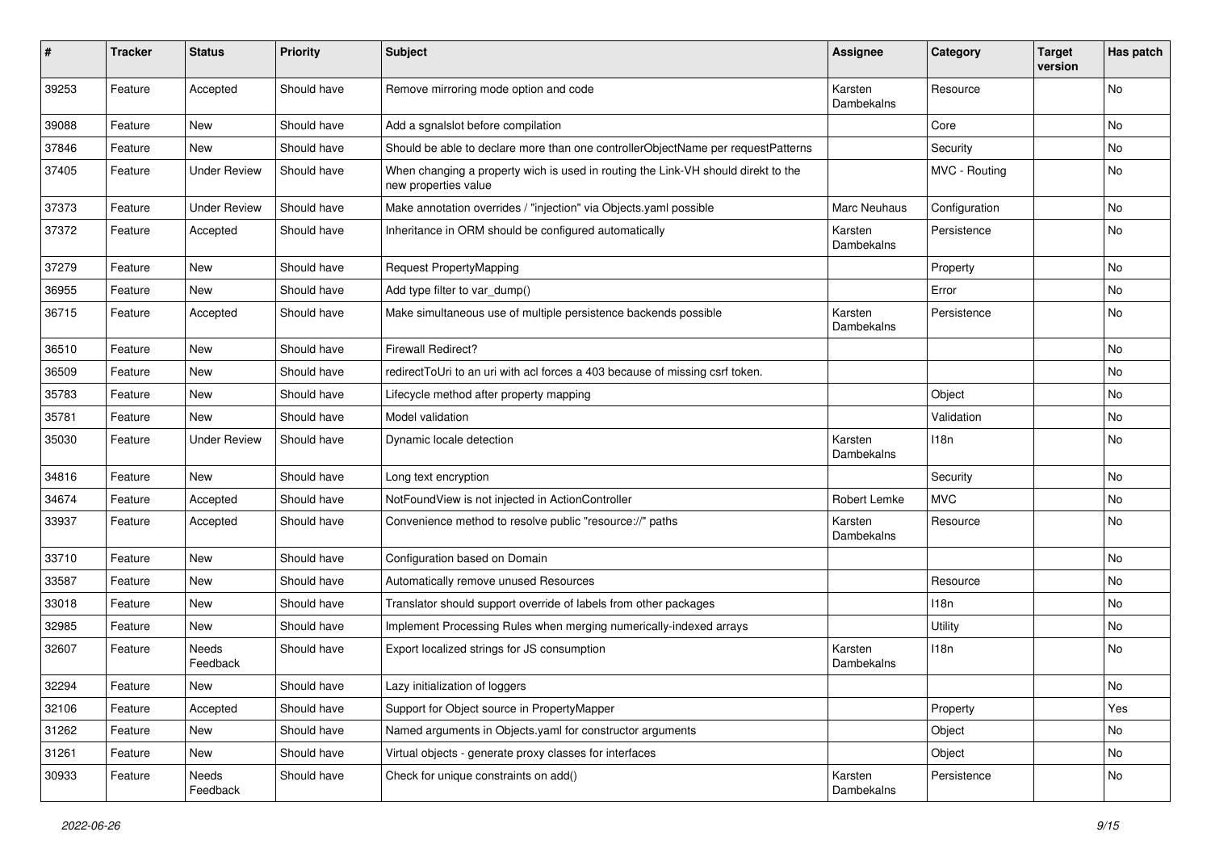| # | Tracker | Status | Priority | Subject | Assignee | Category | Target version | Has patch |
|---|---|---|---|---|---|---|---|---|
| 39253 | Feature | Accepted | Should have | Remove mirroring mode option and code | Karsten Dambekalns | Resource | | No |
| 39088 | Feature | New | Should have | Add a sgnalslot before compilation | | Core | | No |
| 37846 | Feature | New | Should have | Should be able to declare more than one controllerObjectName per requestPatterns | | Security | | No |
| 37405 | Feature | Under Review | Should have | When changing a property wich is used in routing the Link-VH should direkt to the new properties value | | MVC - Routing | | No |
| 37373 | Feature | Under Review | Should have | Make annotation overrides / "injection" via Objects.yaml possible | Marc Neuhaus | Configuration | | No |
| 37372 | Feature | Accepted | Should have | Inheritance in ORM should be configured automatically | Karsten Dambekalns | Persistence | | No |
| 37279 | Feature | New | Should have | Request PropertyMapping | | Property | | No |
| 36955 | Feature | New | Should have | Add type filter to var_dump() | | Error | | No |
| 36715 | Feature | Accepted | Should have | Make simultaneous use of multiple persistence backends possible | Karsten Dambekalns | Persistence | | No |
| 36510 | Feature | New | Should have | Firewall Redirect? | | | | No |
| 36509 | Feature | New | Should have | redirectToUri to an uri with acl forces a 403 because of missing csrf token. | | | | No |
| 35783 | Feature | New | Should have | Lifecycle method after property mapping | | Object | | No |
| 35781 | Feature | New | Should have | Model validation | | Validation | | No |
| 35030 | Feature | Under Review | Should have | Dynamic locale detection | Karsten Dambekalns | I18n | | No |
| 34816 | Feature | New | Should have | Long text encryption | | Security | | No |
| 34674 | Feature | Accepted | Should have | NotFoundView is not injected in ActionController | Robert Lemke | MVC | | No |
| 33937 | Feature | Accepted | Should have | Convenience method to resolve public "resource://" paths | Karsten Dambekalns | Resource | | No |
| 33710 | Feature | New | Should have | Configuration based on Domain | | | | No |
| 33587 | Feature | New | Should have | Automatically remove unused Resources | | Resource | | No |
| 33018 | Feature | New | Should have | Translator should support override of labels from other packages | | I18n | | No |
| 32985 | Feature | New | Should have | Implement Processing Rules when merging numerically-indexed arrays | | Utility | | No |
| 32607 | Feature | Needs Feedback | Should have | Export localized strings for JS consumption | Karsten Dambekalns | I18n | | No |
| 32294 | Feature | New | Should have | Lazy initialization of loggers | | | | No |
| 32106 | Feature | Accepted | Should have | Support for Object source in PropertyMapper | | Property | | Yes |
| 31262 | Feature | New | Should have | Named arguments in Objects.yaml for constructor arguments | | Object | | No |
| 31261 | Feature | New | Should have | Virtual objects - generate proxy classes for interfaces | | Object | | No |
| 30933 | Feature | Needs Feedback | Should have | Check for unique constraints on add() | Karsten Dambekalns | Persistence | | No |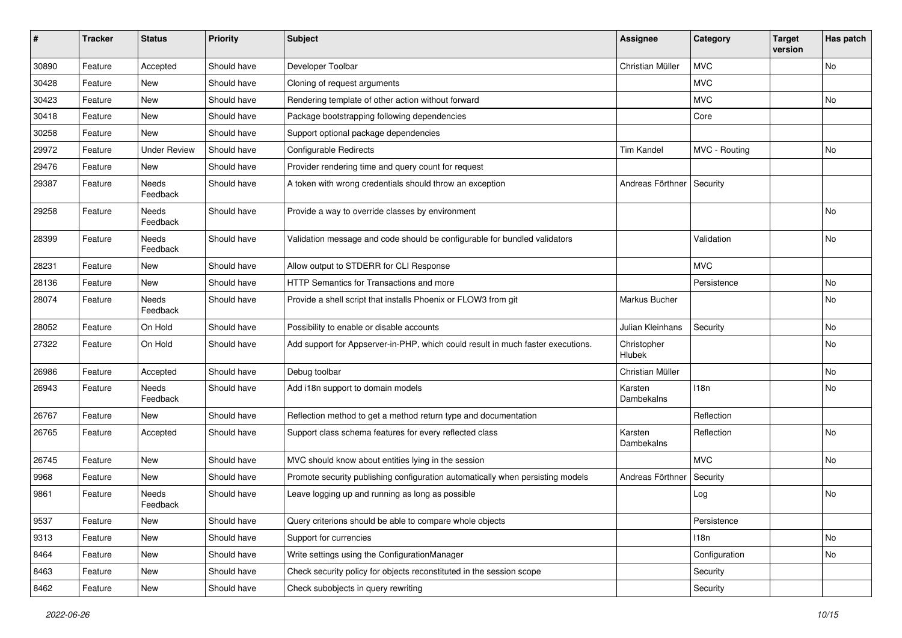| # | Tracker | Status | Priority | Subject | Assignee | Category | Target version | Has patch |
|---|---|---|---|---|---|---|---|---|
| 30890 | Feature | Accepted | Should have | Developer Toolbar | Christian Müller | MVC | | No |
| 30428 | Feature | New | Should have | Cloning of request arguments | | MVC | | |
| 30423 | Feature | New | Should have | Rendering template of other action without forward | | MVC | | No |
| 30418 | Feature | New | Should have | Package bootstrapping following dependencies | | Core | | |
| 30258 | Feature | New | Should have | Support optional package dependencies | | | | |
| 29972 | Feature | Under Review | Should have | Configurable Redirects | Tim Kandel | MVC - Routing | | No |
| 29476 | Feature | New | Should have | Provider rendering time and query count for request | | | | |
| 29387 | Feature | Needs Feedback | Should have | A token with wrong credentials should throw an exception | Andreas Förthner | Security | | |
| 29258 | Feature | Needs Feedback | Should have | Provide a way to override classes by environment | | | | No |
| 28399 | Feature | Needs Feedback | Should have | Validation message and code should be configurable for bundled validators | | Validation | | No |
| 28231 | Feature | New | Should have | Allow output to STDERR for CLI Response | | MVC | | |
| 28136 | Feature | New | Should have | HTTP Semantics for Transactions and more | | Persistence | | No |
| 28074 | Feature | Needs Feedback | Should have | Provide a shell script that installs Phoenix or FLOW3 from git | Markus Bucher | | | No |
| 28052 | Feature | On Hold | Should have | Possibility to enable or disable accounts | Julian Kleinhans | Security | | No |
| 27322 | Feature | On Hold | Should have | Add support for Appserver-in-PHP, which could result in much faster executions. | Christopher Hlubek | | | No |
| 26986 | Feature | Accepted | Should have | Debug toolbar | Christian Müller | | | No |
| 26943 | Feature | Needs Feedback | Should have | Add i18n support to domain models | Karsten Dambekalns | I18n | | No |
| 26767 | Feature | New | Should have | Reflection method to get a method return type and documentation | | Reflection | | |
| 26765 | Feature | Accepted | Should have | Support class schema features for every reflected class | Karsten Dambekalns | Reflection | | No |
| 26745 | Feature | New | Should have | MVC should know about entities lying in the session | | MVC | | No |
| 9968 | Feature | New | Should have | Promote security publishing configuration automatically when persisting models | Andreas Förthner | Security | | |
| 9861 | Feature | Needs Feedback | Should have | Leave logging up and running as long as possible | | Log | | No |
| 9537 | Feature | New | Should have | Query criterions should be able to compare whole objects | | Persistence | | |
| 9313 | Feature | New | Should have | Support for currencies | | I18n | | No |
| 8464 | Feature | New | Should have | Write settings using the ConfigurationManager | | Configuration | | No |
| 8463 | Feature | New | Should have | Check security policy for objects reconstituted in the session scope | | Security | | |
| 8462 | Feature | New | Should have | Check subobjects in query rewriting | | Security | | |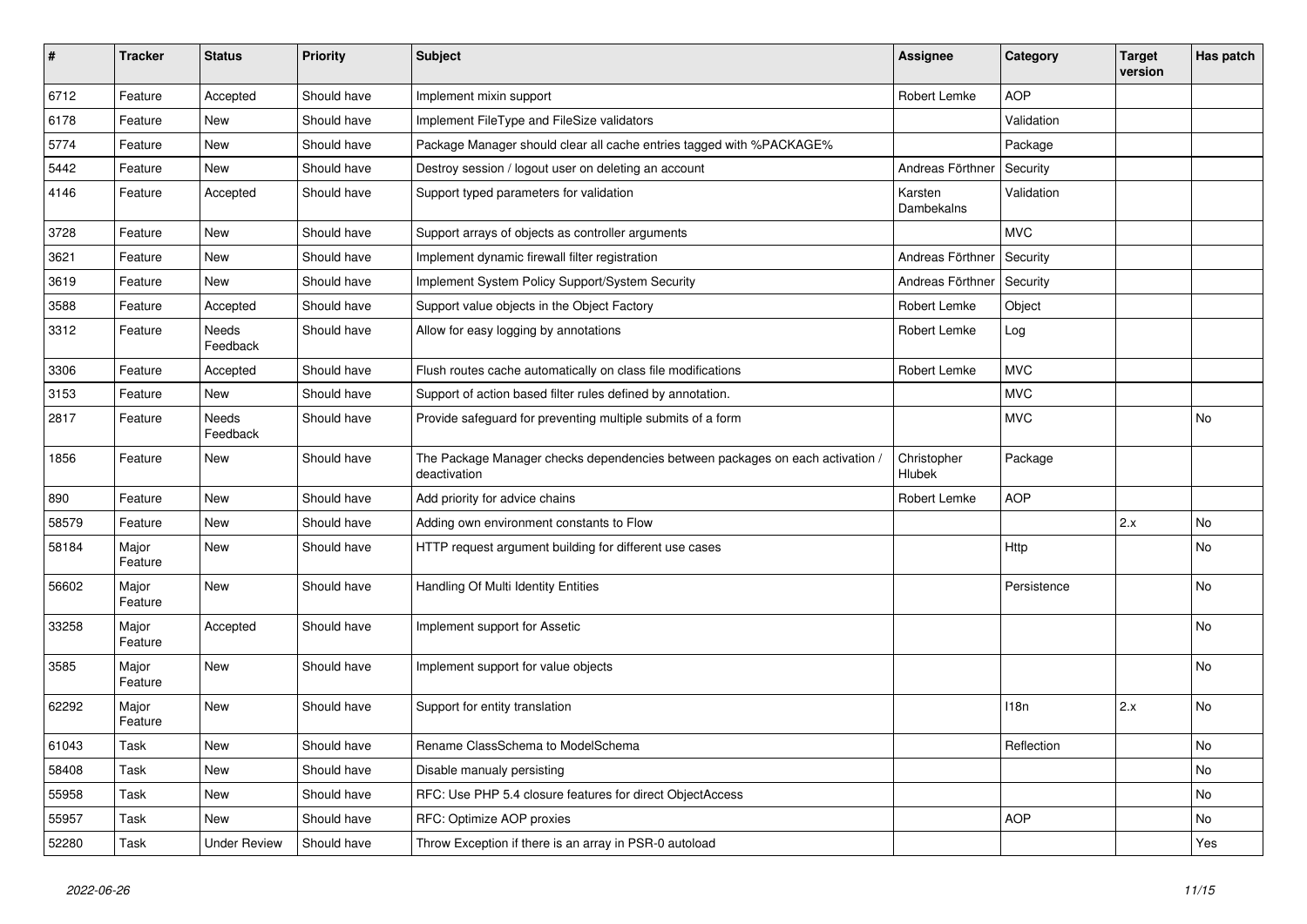| # | Tracker | Status | Priority | Subject | Assignee | Category | Target version | Has patch |
|---|---|---|---|---|---|---|---|---|
| 6712 | Feature | Accepted | Should have | Implement mixin support | Robert Lemke | AOP | | |
| 6178 | Feature | New | Should have | Implement FileType and FileSize validators | | Validation | | |
| 5774 | Feature | New | Should have | Package Manager should clear all cache entries tagged with %PACKAGE% | | Package | | |
| 5442 | Feature | New | Should have | Destroy session / logout user on deleting an account | Andreas Förthner | Security | | |
| 4146 | Feature | Accepted | Should have | Support typed parameters for validation | Karsten Dambekalns | Validation | | |
| 3728 | Feature | New | Should have | Support arrays of objects as controller arguments | | MVC | | |
| 3621 | Feature | New | Should have | Implement dynamic firewall filter registration | Andreas Förthner | Security | | |
| 3619 | Feature | New | Should have | Implement System Policy Support/System Security | Andreas Förthner | Security | | |
| 3588 | Feature | Accepted | Should have | Support value objects in the Object Factory | Robert Lemke | Object | | |
| 3312 | Feature | Needs Feedback | Should have | Allow for easy logging by annotations | Robert Lemke | Log | | |
| 3306 | Feature | Accepted | Should have | Flush routes cache automatically on class file modifications | Robert Lemke | MVC | | |
| 3153 | Feature | New | Should have | Support of action based filter rules defined by annotation. | | MVC | | |
| 2817 | Feature | Needs Feedback | Should have | Provide safeguard for preventing multiple submits of a form | | MVC | | No |
| 1856 | Feature | New | Should have | The Package Manager checks dependencies between packages on each activation / deactivation | Christopher Hlubek | Package | | |
| 890 | Feature | New | Should have | Add priority for advice chains | Robert Lemke | AOP | | |
| 58579 | Feature | New | Should have | Adding own environment constants to Flow | | | 2.x | No |
| 58184 | Major Feature | New | Should have | HTTP request argument building for different use cases | | Http | | No |
| 56602 | Major Feature | New | Should have | Handling Of Multi Identity Entities | | Persistence | | No |
| 33258 | Major Feature | Accepted | Should have | Implement support for Assetic | | | | No |
| 3585 | Major Feature | New | Should have | Implement support for value objects | | | | No |
| 62292 | Major Feature | New | Should have | Support for entity translation | | I18n | 2.x | No |
| 61043 | Task | New | Should have | Rename ClassSchema to ModelSchema | | Reflection | | No |
| 58408 | Task | New | Should have | Disable manualy persisting | | | | No |
| 55958 | Task | New | Should have | RFC: Use PHP 5.4 closure features for direct ObjectAccess | | | | No |
| 55957 | Task | New | Should have | RFC: Optimize AOP proxies | | AOP | | No |
| 52280 | Task | Under Review | Should have | Throw Exception if there is an array in PSR-0 autoload | | | | Yes |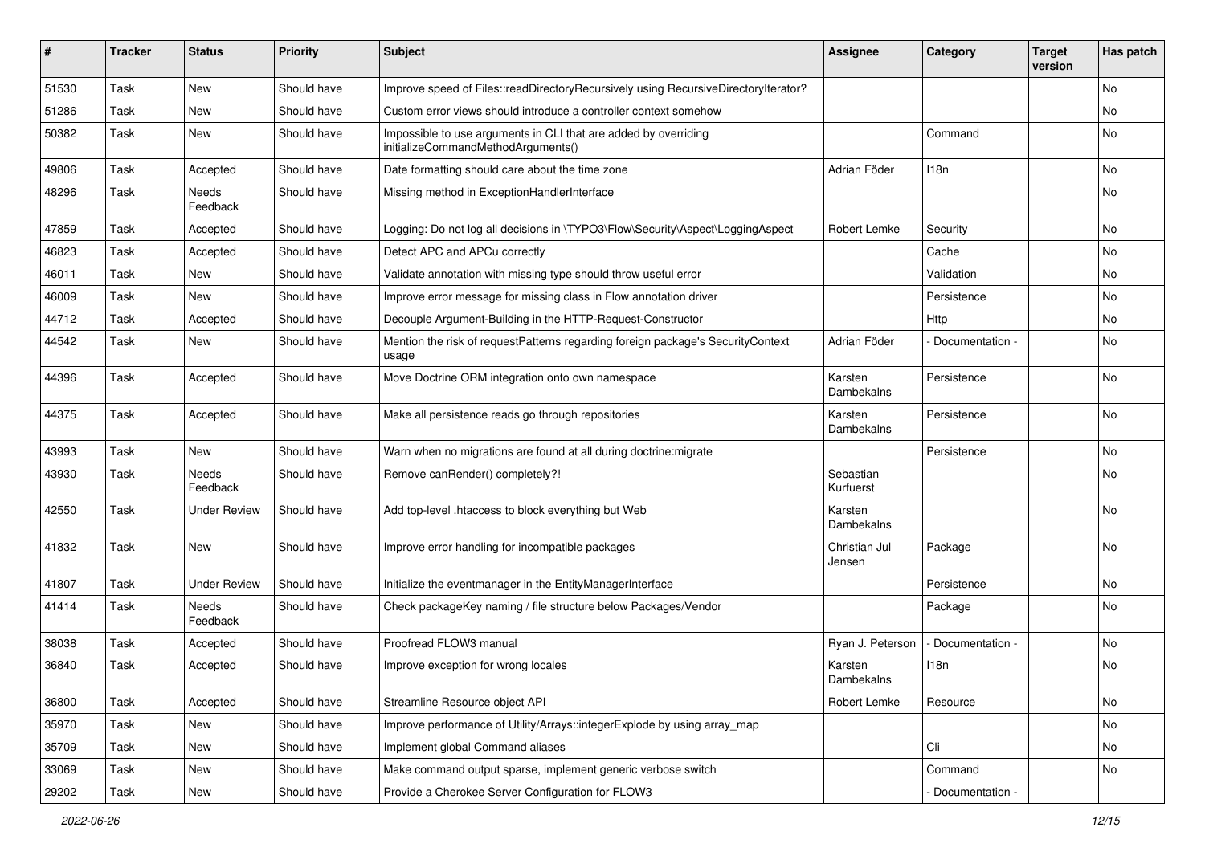| # | Tracker | Status | Priority | Subject | Assignee | Category | Target version | Has patch |
|---|---|---|---|---|---|---|---|---|
| 51530 | Task | New | Should have | Improve speed of Files::readDirectoryRecursively using RecursiveDirectoryIterator? | | | | No |
| 51286 | Task | New | Should have | Custom error views should introduce a controller context somehow | | | | No |
| 50382 | Task | New | Should have | Impossible to use arguments in CLI that are added by overriding initializeCommandMethodArguments() | | Command | | No |
| 49806 | Task | Accepted | Should have | Date formatting should care about the time zone | Adrian Föder | I18n | | No |
| 48296 | Task | Needs Feedback | Should have | Missing method in ExceptionHandlerInterface | | | | No |
| 47859 | Task | Accepted | Should have | Logging: Do not log all decisions in \TYPO3\Flow\Security\Aspect\LoggingAspect | Robert Lemke | Security | | No |
| 46823 | Task | Accepted | Should have | Detect APC and APCu correctly | | Cache | | No |
| 46011 | Task | New | Should have | Validate annotation with missing type should throw useful error | | Validation | | No |
| 46009 | Task | New | Should have | Improve error message for missing class in Flow annotation driver | | Persistence | | No |
| 44712 | Task | Accepted | Should have | Decouple Argument-Building in the HTTP-Request-Constructor | | Http | | No |
| 44542 | Task | New | Should have | Mention the risk of requestPatterns regarding foreign package's SecurityContext usage | Adrian Föder | - Documentation - | | No |
| 44396 | Task | Accepted | Should have | Move Doctrine ORM integration onto own namespace | Karsten Dambekalns | Persistence | | No |
| 44375 | Task | Accepted | Should have | Make all persistence reads go through repositories | Karsten Dambekalns | Persistence | | No |
| 43993 | Task | New | Should have | Warn when no migrations are found at all during doctrine:migrate | | Persistence | | No |
| 43930 | Task | Needs Feedback | Should have | Remove canRender() completely?! | Sebastian Kurfuerst | | | No |
| 42550 | Task | Under Review | Should have | Add top-level .htaccess to block everything but Web | Karsten Dambekalns | | | No |
| 41832 | Task | New | Should have | Improve error handling for incompatible packages | Christian Jul Jensen | Package | | No |
| 41807 | Task | Under Review | Should have | Initialize the eventmanager in the EntityManagerInterface | | Persistence | | No |
| 41414 | Task | Needs Feedback | Should have | Check packageKey naming / file structure below Packages/Vendor | | Package | | No |
| 38038 | Task | Accepted | Should have | Proofread FLOW3 manual | Ryan J. Peterson | - Documentation - | | No |
| 36840 | Task | Accepted | Should have | Improve exception for wrong locales | Karsten Dambekalns | I18n | | No |
| 36800 | Task | Accepted | Should have | Streamline Resource object API | Robert Lemke | Resource | | No |
| 35970 | Task | New | Should have | Improve performance of Utility/Arrays::integerExplode by using array_map | | | | No |
| 35709 | Task | New | Should have | Implement global Command aliases | | Cli | | No |
| 33069 | Task | New | Should have | Make command output sparse, implement generic verbose switch | | Command | | No |
| 29202 | Task | New | Should have | Provide a Cherokee Server Configuration for FLOW3 | | - Documentation - | | |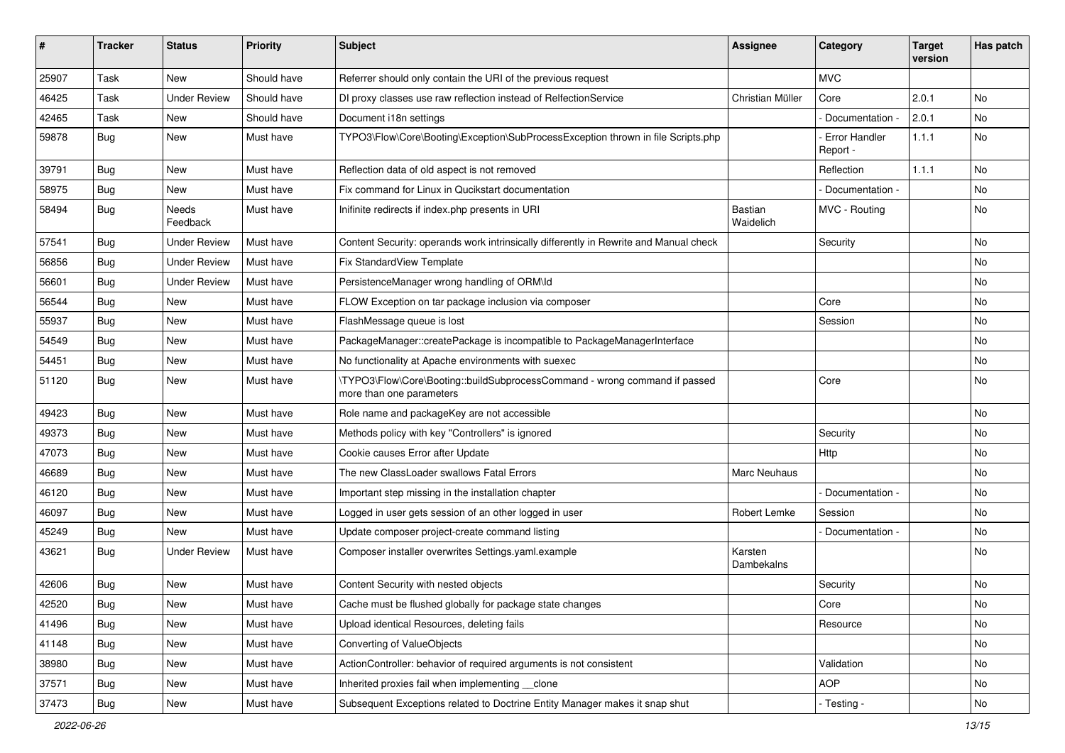| # | Tracker | Status | Priority | Subject | Assignee | Category | Target version | Has patch |
|---|---|---|---|---|---|---|---|---|
| 25907 | Task | New | Should have | Referrer should only contain the URI of the previous request | | MVC | | |
| 46425 | Task | Under Review | Should have | DI proxy classes use raw reflection instead of RelfectionService | Christian Müller | Core | 2.0.1 | No |
| 42465 | Task | New | Should have | Document i18n settings | | - Documentation - | 2.0.1 | No |
| 59878 | Bug | New | Must have | TYPO3\Flow\Core\Booting\Exception\SubProcessException thrown in file Scripts.php | | - Error Handler Report - | 1.1.1 | No |
| 39791 | Bug | New | Must have | Reflection data of old aspect is not removed | | Reflection | 1.1.1 | No |
| 58975 | Bug | New | Must have | Fix command for Linux in Qucikstart documentation | | - Documentation - | | No |
| 58494 | Bug | Needs Feedback | Must have | Inifinite redirects if index.php presents in URI | Bastian Waidelich | MVC - Routing | | No |
| 57541 | Bug | Under Review | Must have | Content Security: operands work intrinsically differently in Rewrite and Manual check | | Security | | No |
| 56856 | Bug | Under Review | Must have | Fix StandardView Template | | | | No |
| 56601 | Bug | Under Review | Must have | PersistenceManager wrong handling of ORM\Id | | | | No |
| 56544 | Bug | New | Must have | FLOW Exception on tar package inclusion via composer | | Core | | No |
| 55937 | Bug | New | Must have | FlashMessage queue is lost | | Session | | No |
| 54549 | Bug | New | Must have | PackageManager::createPackage is incompatible to PackageManagerInterface | | | | No |
| 54451 | Bug | New | Must have | No functionality at Apache environments with suexec | | | | No |
| 51120 | Bug | New | Must have | \TYPO3\Flow\Core\Booting::buildSubprocessCommand - wrong command if passed more than one parameters | | Core | | No |
| 49423 | Bug | New | Must have | Role name and packageKey are not accessible | | | | No |
| 49373 | Bug | New | Must have | Methods policy with key "Controllers" is ignored | | Security | | No |
| 47073 | Bug | New | Must have | Cookie causes Error after Update | | Http | | No |
| 46689 | Bug | New | Must have | The new ClassLoader swallows Fatal Errors | Marc Neuhaus | | | No |
| 46120 | Bug | New | Must have | Important step missing in the installation chapter | | - Documentation - | | No |
| 46097 | Bug | New | Must have | Logged in user gets session of an other logged in user | Robert Lemke | Session | | No |
| 45249 | Bug | New | Must have | Update composer project-create command listing | | - Documentation - | | No |
| 43621 | Bug | Under Review | Must have | Composer installer overwrites Settings.yaml.example | Karsten Dambekalns | | | No |
| 42606 | Bug | New | Must have | Content Security with nested objects | | Security | | No |
| 42520 | Bug | New | Must have | Cache must be flushed globally for package state changes | | Core | | No |
| 41496 | Bug | New | Must have | Upload identical Resources, deleting fails | | Resource | | No |
| 41148 | Bug | New | Must have | Converting of ValueObjects | | | | No |
| 38980 | Bug | New | Must have | ActionController: behavior of required arguments is not consistent | | Validation | | No |
| 37571 | Bug | New | Must have | Inherited proxies fail when implementing __clone | | AOP | | No |
| 37473 | Bug | New | Must have | Subsequent Exceptions related to Doctrine Entity Manager makes it snap shut | | - Testing - | | No |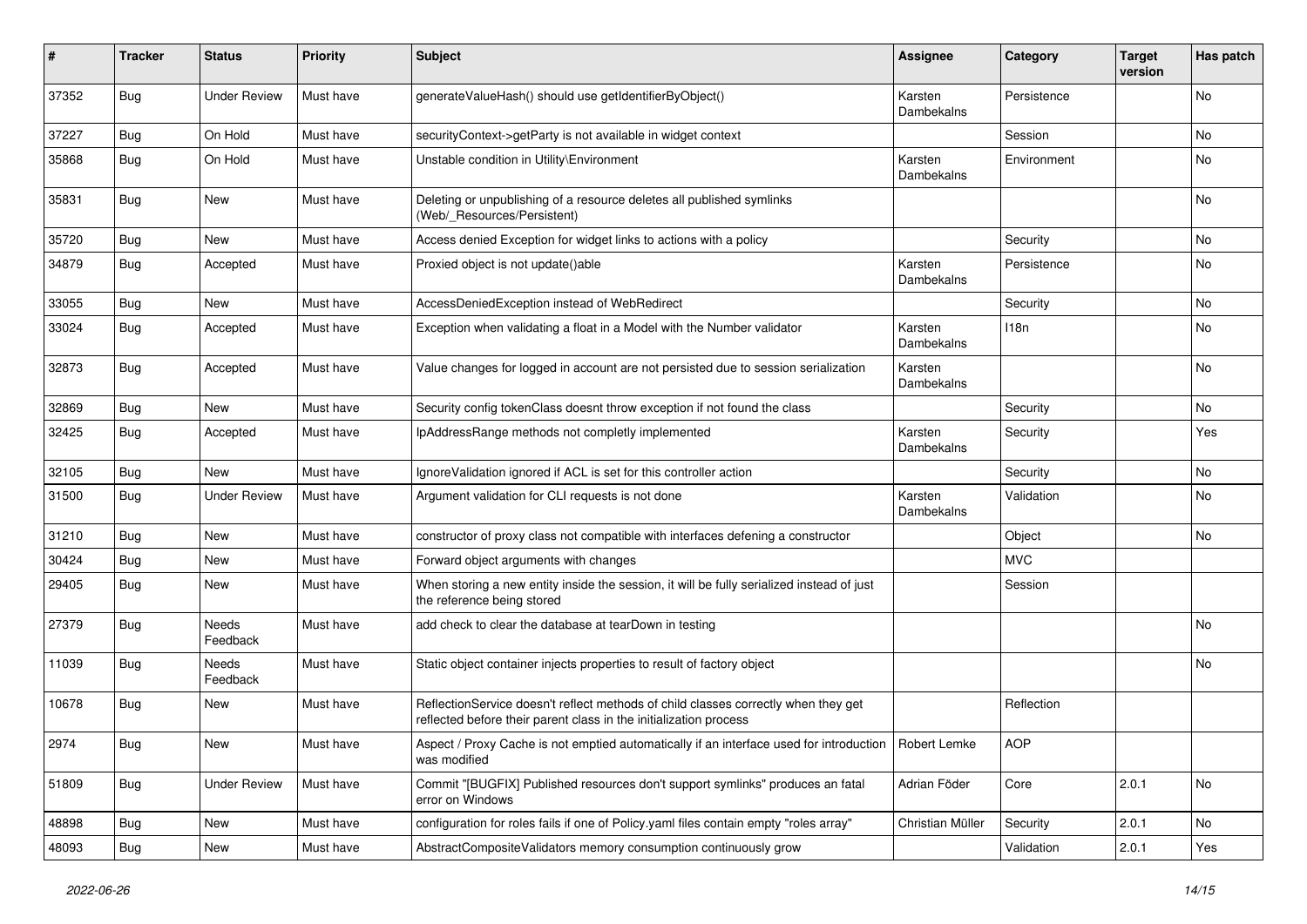| # | Tracker | Status | Priority | Subject | Assignee | Category | Target version | Has patch |
|---|---|---|---|---|---|---|---|---|
| 37352 | Bug | Under Review | Must have | generateValueHash() should use getIdentifierByObject() | Karsten Dambekalns | Persistence | | No |
| 37227 | Bug | On Hold | Must have | securityContext->getParty is not available in widget context | | Session | | No |
| 35868 | Bug | On Hold | Must have | Unstable condition in Utility\Environment | Karsten Dambekalns | Environment | | No |
| 35831 | Bug | New | Must have | Deleting or unpublishing of a resource deletes all published symlinks (Web/_Resources/Persistent) | | | | No |
| 35720 | Bug | New | Must have | Access denied Exception for widget links to actions with a policy | | Security | | No |
| 34879 | Bug | Accepted | Must have | Proxied object is not update()able | Karsten Dambekalns | Persistence | | No |
| 33055 | Bug | New | Must have | AccessDeniedException instead of WebRedirect | | Security | | No |
| 33024 | Bug | Accepted | Must have | Exception when validating a float in a Model with the Number validator | Karsten Dambekalns | I18n | | No |
| 32873 | Bug | Accepted | Must have | Value changes for logged in account are not persisted due to session serialization | Karsten Dambekalns | | | No |
| 32869 | Bug | New | Must have | Security config tokenClass doesnt throw exception if not found the class | | Security | | No |
| 32425 | Bug | Accepted | Must have | IpAddressRange methods not completly implemented | Karsten Dambekalns | Security | | Yes |
| 32105 | Bug | New | Must have | IgnoreValidation ignored if ACL is set for this controller action | | Security | | No |
| 31500 | Bug | Under Review | Must have | Argument validation for CLI requests is not done | Karsten Dambekalns | Validation | | No |
| 31210 | Bug | New | Must have | constructor of proxy class not compatible with interfaces defening a constructor | | Object | | No |
| 30424 | Bug | New | Must have | Forward object arguments with changes | | MVC | | |
| 29405 | Bug | New | Must have | When storing a new entity inside the session, it will be fully serialized instead of just the reference being stored | | Session | | |
| 27379 | Bug | Needs Feedback | Must have | add check to clear the database at tearDown in testing | | | | No |
| 11039 | Bug | Needs Feedback | Must have | Static object container injects properties to result of factory object | | | | No |
| 10678 | Bug | New | Must have | ReflectionService doesn't reflect methods of child classes correctly when they get reflected before their parent class in the initialization process | | Reflection | | |
| 2974 | Bug | New | Must have | Aspect / Proxy Cache is not emptied automatically if an interface used for introduction was modified | Robert Lemke | AOP | | |
| 51809 | Bug | Under Review | Must have | Commit "[BUGFIX] Published resources don't support symlinks" produces an fatal error on Windows | Adrian Föder | Core | 2.0.1 | No |
| 48898 | Bug | New | Must have | configuration for roles fails if one of Policy.yaml files contain empty "roles array" | Christian Müller | Security | 2.0.1 | No |
| 48093 | Bug | New | Must have | AbstractCompositeValidators memory consumption continuously grow | | Validation | 2.0.1 | Yes |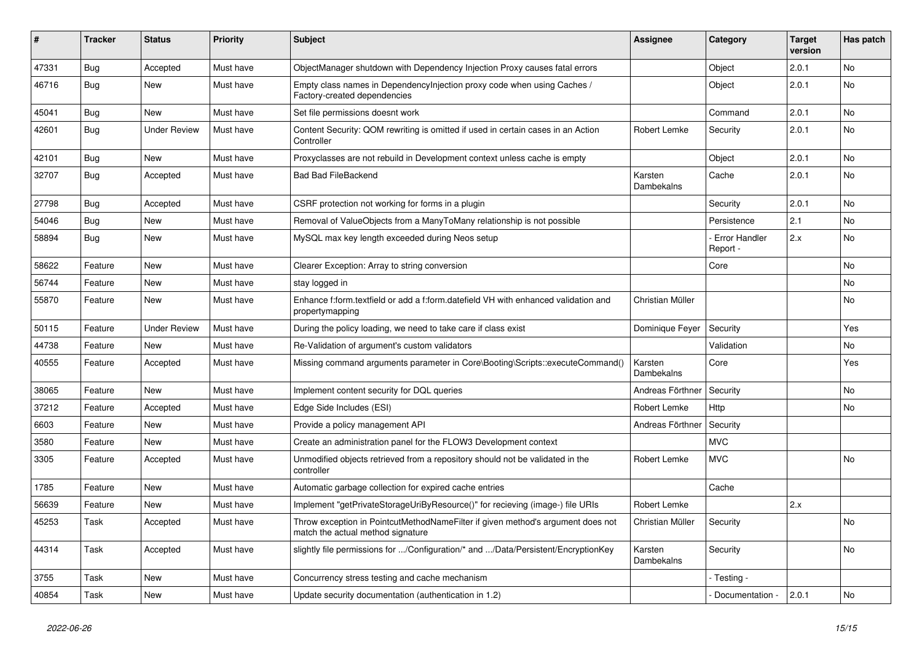| # | Tracker | Status | Priority | Subject | Assignee | Category | Target version | Has patch |
|---|---|---|---|---|---|---|---|---|
| 47331 | Bug | Accepted | Must have | ObjectManager shutdown with Dependency Injection Proxy causes fatal errors | | Object | 2.0.1 | No |
| 46716 | Bug | New | Must have | Empty class names in DependencyInjection proxy code when using Caches / Factory-created dependencies | | Object | 2.0.1 | No |
| 45041 | Bug | New | Must have | Set file permissions doesnt work | | Command | 2.0.1 | No |
| 42601 | Bug | Under Review | Must have | Content Security: QOM rewriting is omitted if used in certain cases in an Action Controller | Robert Lemke | Security | 2.0.1 | No |
| 42101 | Bug | New | Must have | Proxyclasses are not rebuild in Development context unless cache is empty | | Object | 2.0.1 | No |
| 32707 | Bug | Accepted | Must have | Bad Bad FileBackend | Karsten Dambekalns | Cache | 2.0.1 | No |
| 27798 | Bug | Accepted | Must have | CSRF protection not working for forms in a plugin | | Security | 2.0.1 | No |
| 54046 | Bug | New | Must have | Removal of ValueObjects from a ManyToMany relationship is not possible | | Persistence | 2.1 | No |
| 58894 | Bug | New | Must have | MySQL max key length exceeded during Neos setup | | - Error Handler Report - | 2.x | No |
| 58622 | Feature | New | Must have | Clearer Exception: Array to string conversion | | Core | | No |
| 56744 | Feature | New | Must have | stay logged in | | | | No |
| 55870 | Feature | New | Must have | Enhance f:form.textfield or add a f:form.datefield VH with enhanced validation and propertymapping | Christian Müller | | | No |
| 50115 | Feature | Under Review | Must have | During the policy loading, we need to take care if class exist | Dominique Feyer | Security | | Yes |
| 44738 | Feature | New | Must have | Re-Validation of argument's custom validators | | Validation | | No |
| 40555 | Feature | Accepted | Must have | Missing command arguments parameter in Core\Booting\Scripts::executeCommand() | Karsten Dambekalns | Core | | Yes |
| 38065 | Feature | New | Must have | Implement content security for DQL queries | Andreas Förthner | Security | | No |
| 37212 | Feature | Accepted | Must have | Edge Side Includes (ESI) | Robert Lemke | Http | | No |
| 6603 | Feature | New | Must have | Provide a policy management API | Andreas Förthner | Security | | |
| 3580 | Feature | New | Must have | Create an administration panel for the FLOW3 Development context | | MVC | | |
| 3305 | Feature | Accepted | Must have | Unmodified objects retrieved from a repository should not be validated in the controller | Robert Lemke | MVC | | No |
| 1785 | Feature | New | Must have | Automatic garbage collection for expired cache entries | | Cache | | |
| 56639 | Feature | New | Must have | Implement "getPrivateStorageUriByResource()" for recieving (image-) file URIs | Robert Lemke | | 2.x | |
| 45253 | Task | Accepted | Must have | Throw exception in PointcutMethodNameFilter if given method's argument does not match the actual method signature | Christian Müller | Security | | No |
| 44314 | Task | Accepted | Must have | slightly file permissions for .../Configuration/* and .../Data/Persistent/EncryptionKey | Karsten Dambekalns | Security | | No |
| 3755 | Task | New | Must have | Concurrency stress testing and cache mechanism | | - Testing - | | |
| 40854 | Task | New | Must have | Update security documentation (authentication in 1.2) | | - Documentation - | 2.0.1 | No |